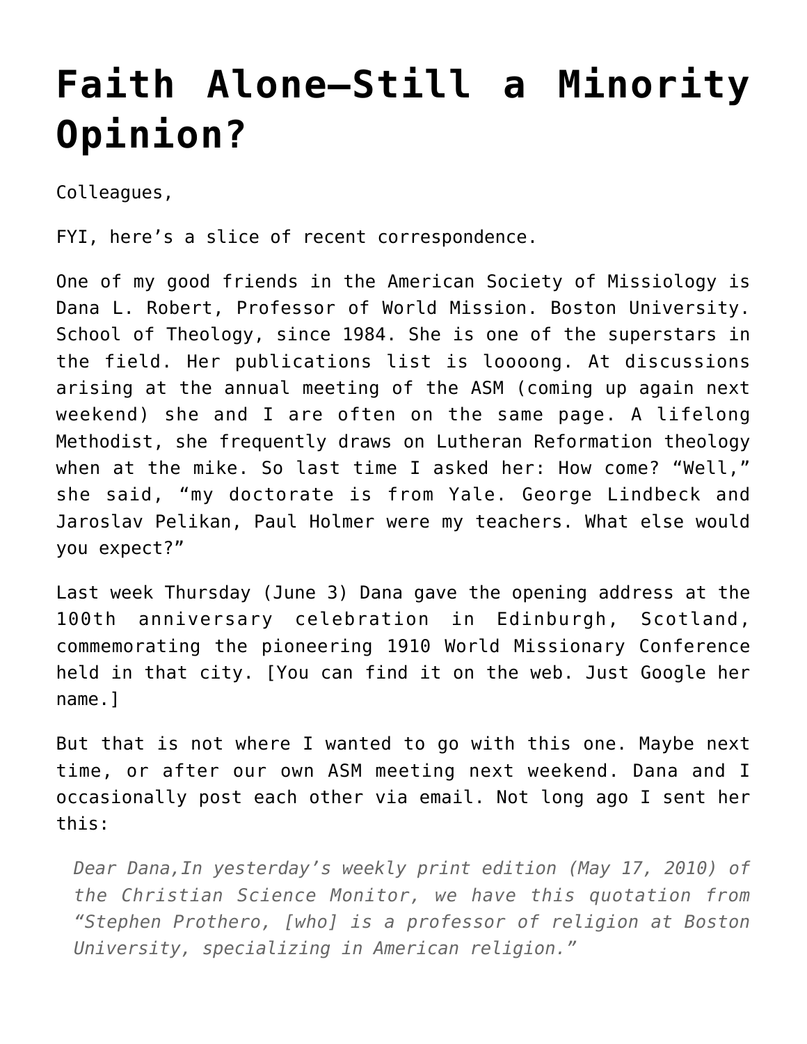# Faith Alone—Still a Minority Opinion?

Colleagues,

FYI, here's a slice of recent correspondence.

One of my good friends in the American Society of Missiology is Dana L. Robert, Professor of World Mission. Boston University. School of Theology, since 1984. She is one of the superstars in the field. Her publications list is loooong. At discussions arising at the annual meeting of the ASM (coming up again next weekend) she and I are often on the same page. A lifelong Methodist, she frequently draws on Lutheran Reformation theology when at the mike. So last time I asked her: How come? "Well," she said, "my doctorate is from Yale. George Lindbeck and Jaroslav Pelikan, Paul Holmer were my teachers. What else would you expect?"

Last week Thursday (June 3) Dana gave the opening address at the 100th anniversary celebration in Edinburgh, Scotland, commemorating the pioneering 1910 World Missionary Conference held in that city. [You can find it on the web. Just Google her name.]

But that is not where I wanted to go with this one. Maybe next time, or after our own ASM meeting next weekend. Dana and I occasionally post each other via email. Not long ago I sent her this:

> *Dear Dana,In yesterday's weekly print edition (May 17, 2010) of the Christian Science Monitor, we have this quotation from "Stephen Prothero, [who] is a professor of religion at Boston University, specializing in American religion."*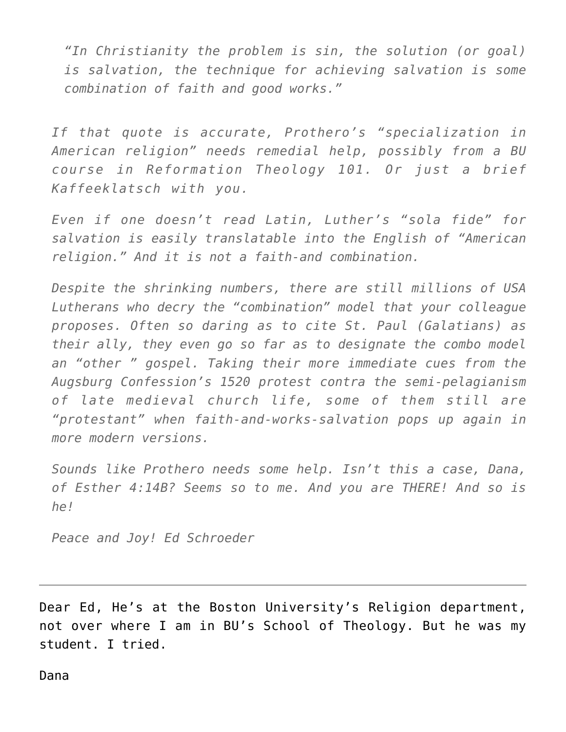> *"In Christianity the problem is sin, the solution (or goal) is salvation, the technique for achieving salvation is some combination of faith and good works."*

*If that quote is accurate, Prothero's "specialization in American religion" needs remedial help, possibly from a BU course in Reformation Theology 101. Or just a brief Kaffeeklatsch with you.*

*Even if one doesn't read Latin, Luther's "sola fide" for salvation is easily translatable into the English of "American religion." And it is not a faith-and combination.*

*Despite the shrinking numbers, there are still millions of USA Lutherans who decry the "combination" model that your colleague proposes. Often so daring as to cite St. Paul (Galatians) as their ally, they even go so far as to designate the combo model an "other " gospel. Taking their more immediate cues from the Augsburg Confession's 1520 protest contra the semi-pelagianism of late medieval church life, some of them still are "protestant" when faith-and-works-salvation pops up again in more modern versions.*

*Sounds like Prothero needs some help. Isn't this a case, Dana, of Esther 4:14B? Seems so to me. And you are THERE! And so is he!*

*Peace and Joy! Ed Schroeder*

---

Dear Ed, He's at the Boston University's Religion department, not over where I am in BU's School of Theology. But he was my student. I tried.

Dana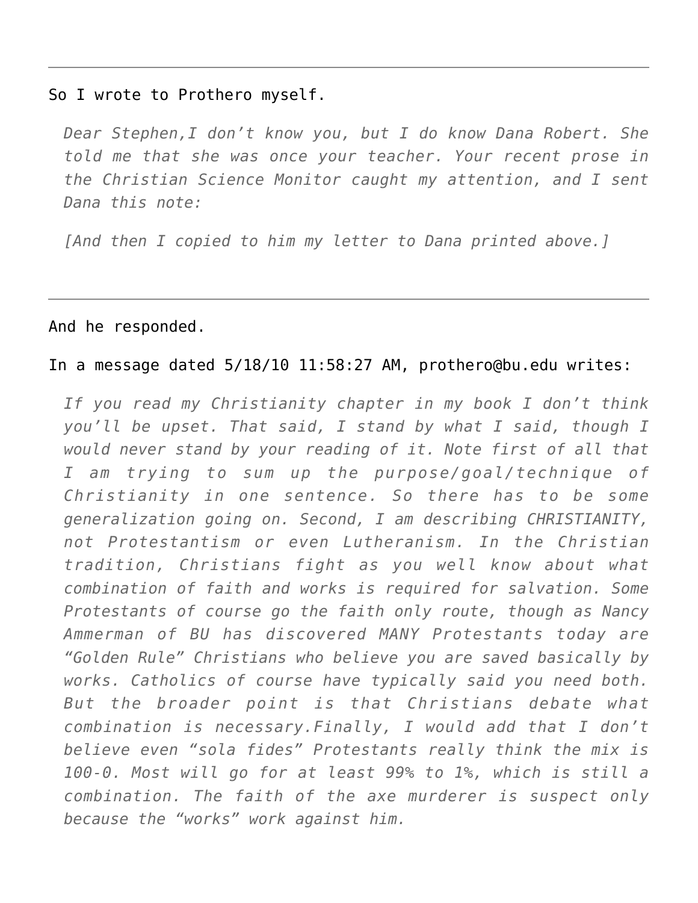---

So I wrote to Prothero myself.

> *Dear Stephen,I don't know you, but I do know Dana Robert. She told me that she was once your teacher. Your recent prose in the Christian Science Monitor caught my attention, and I sent Dana this note:*
>
> *[And then I copied to him my letter to Dana printed above.]*

---

And he responded.

In a message dated 5/18/10 11:58:27 AM, prothero@bu.edu writes:

> *If you read my Christianity chapter in my book I don't think you'll be upset. That said, I stand by what I said, though I would never stand by your reading of it. Note first of all that I am trying to sum up the purpose/goal/technique of Christianity in one sentence. So there has to be some generalization going on. Second, I am describing CHRISTIANITY, not Protestantism or even Lutheranism. In the Christian tradition, Christians fight as you well know about what combination of faith and works is required for salvation. Some Protestants of course go the faith only route, though as Nancy Ammerman of BU has discovered MANY Protestants today are "Golden Rule" Christians who believe you are saved basically by works. Catholics of course have typically said you need both. But the broader point is that Christians debate what combination is necessary.Finally, I would add that I don't believe even "sola fides" Protestants really think the mix is 100-0. Most will go for at least 99% to 1%, which is still a combination. The faith of the axe murderer is suspect only because the "works" work against him.*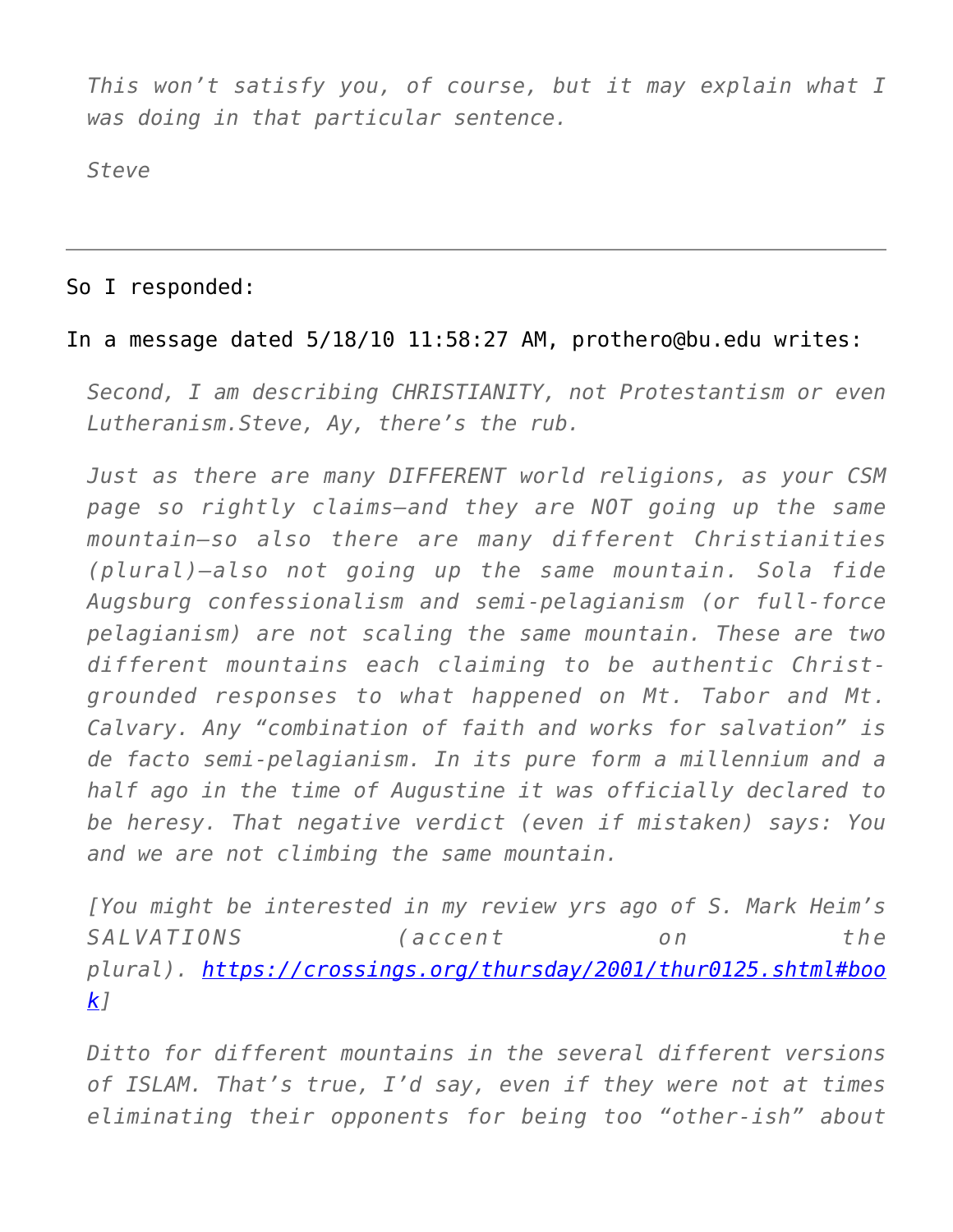*This won't satisfy you, of course, but it may explain what I was doing in that particular sentence.*

*Steve*

---

So I responded:

In a message dated 5/18/10 11:58:27 AM, prothero@bu.edu writes:

> *Second, I am describing CHRISTIANITY, not Protestantism or even Lutheranism.Steve, Ay, there's the rub.*
>
> *Just as there are many DIFFERENT world religions, as your CSM page so rightly claims—and they are NOT going up the same mountain—so also there are many different Christianities (plural)—also not going up the same mountain. Sola fide Augsburg confessionalism and semi-pelagianism (or full-force pelagianism) are not scaling the same mountain. These are two different mountains each claiming to be authentic Christ-grounded responses to what happened on Mt. Tabor and Mt. Calvary. Any "combination of faith and works for salvation" is de facto semi-pelagianism. In its pure form a millennium and a half ago in the time of Augustine it was officially declared to be heresy. That negative verdict (even if mistaken) says: You and we are not climbing the same mountain.*
>
> *[You might be interested in my review yrs ago of S. Mark Heim's SALVATIONS (accent on the plural). [https://crossings.org/thursday/2001/thur0125.shtml#book](https://crossings.org/thursday/2001/thur0125.shtml#book)]*
>
> *Ditto for different mountains in the several different versions of ISLAM. That's true, I'd say, even if they were not at times eliminating their opponents for being too "other-ish" about*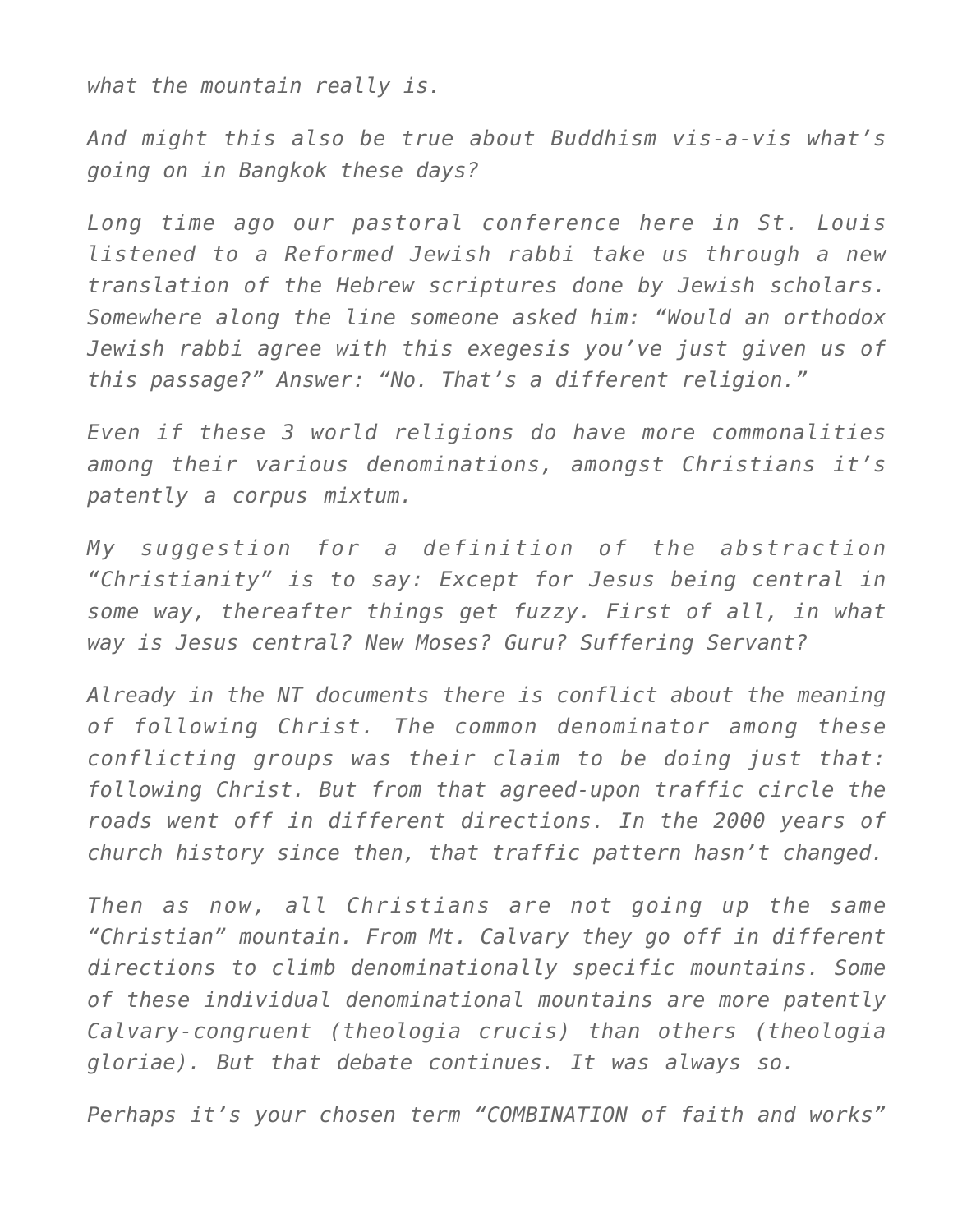*what the mountain really is.*

*And might this also be true about Buddhism vis-a-vis what's going on in Bangkok these days?*

*Long time ago our pastoral conference here in St. Louis listened to a Reformed Jewish rabbi take us through a new translation of the Hebrew scriptures done by Jewish scholars. Somewhere along the line someone asked him: "Would an orthodox Jewish rabbi agree with this exegesis you've just given us of this passage?" Answer: "No. That's a different religion."*

*Even if these 3 world religions do have more commonalities among their various denominations, amongst Christians it's patently a corpus mixtum.*

*My suggestion for a definition of the abstraction "Christianity" is to say: Except for Jesus being central in some way, thereafter things get fuzzy. First of all, in what way is Jesus central? New Moses? Guru? Suffering Servant?*

*Already in the NT documents there is conflict about the meaning of following Christ. The common denominator among these conflicting groups was their claim to be doing just that: following Christ. But from that agreed-upon traffic circle the roads went off in different directions. In the 2000 years of church history since then, that traffic pattern hasn't changed.*

*Then as now, all Christians are not going up the same "Christian" mountain. From Mt. Calvary they go off in different directions to climb denominationally specific mountains. Some of these individual denominational mountains are more patently Calvary-congruent (theologia crucis) than others (theologia gloriae). But that debate continues. It was always so.*

*Perhaps it's your chosen term "COMBINATION of faith and works"*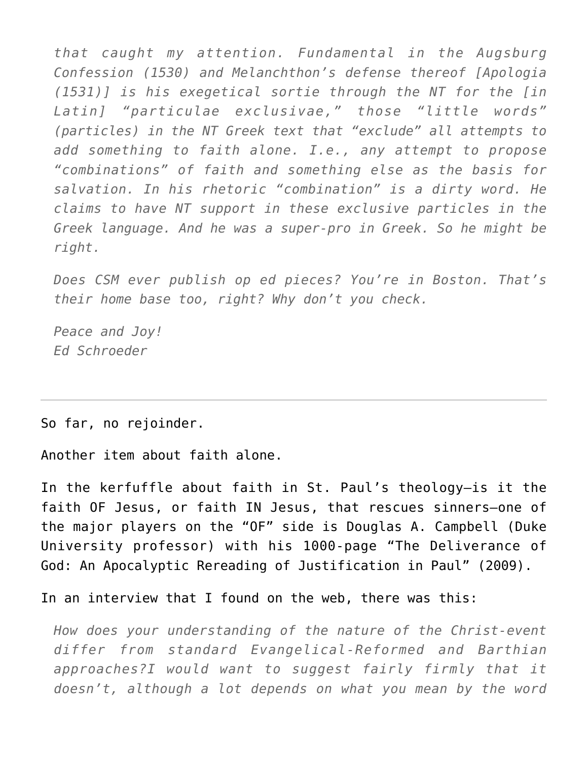*that caught my attention. Fundamental in the Augsburg Confession (1530) and Melanchthon's defense thereof [Apologia (1531)] is his exegetical sortie through the NT for the [in Latin] "particulae exclusivae," those "little words" (particles) in the NT Greek text that "exclude" all attempts to add something to faith alone. I.e., any attempt to propose "combinations" of faith and something else as the basis for salvation. In his rhetoric "combination" is a dirty word. He claims to have NT support in these exclusive particles in the Greek language. And he was a super-pro in Greek. So he might be right.*

*Does CSM ever publish op ed pieces? You're in Boston. That's their home base too, right? Why don't you check.*

*Peace and Joy!*
*Ed Schroeder*

---

So far, no rejoinder.

Another item about faith alone.

In the kerfuffle about faith in St. Paul's theology—is it the faith OF Jesus, or faith IN Jesus, that rescues sinners—one of the major players on the "OF" side is Douglas A. Campbell (Duke University professor) with his 1000-page "The Deliverance of God: An Apocalyptic Rereading of Justification in Paul" (2009).

In an interview that I found on the web, there was this:

*How does your understanding of the nature of the Christ-event differ from standard Evangelical-Reformed and Barthian approaches?I would want to suggest fairly firmly that it doesn't, although a lot depends on what you mean by the word*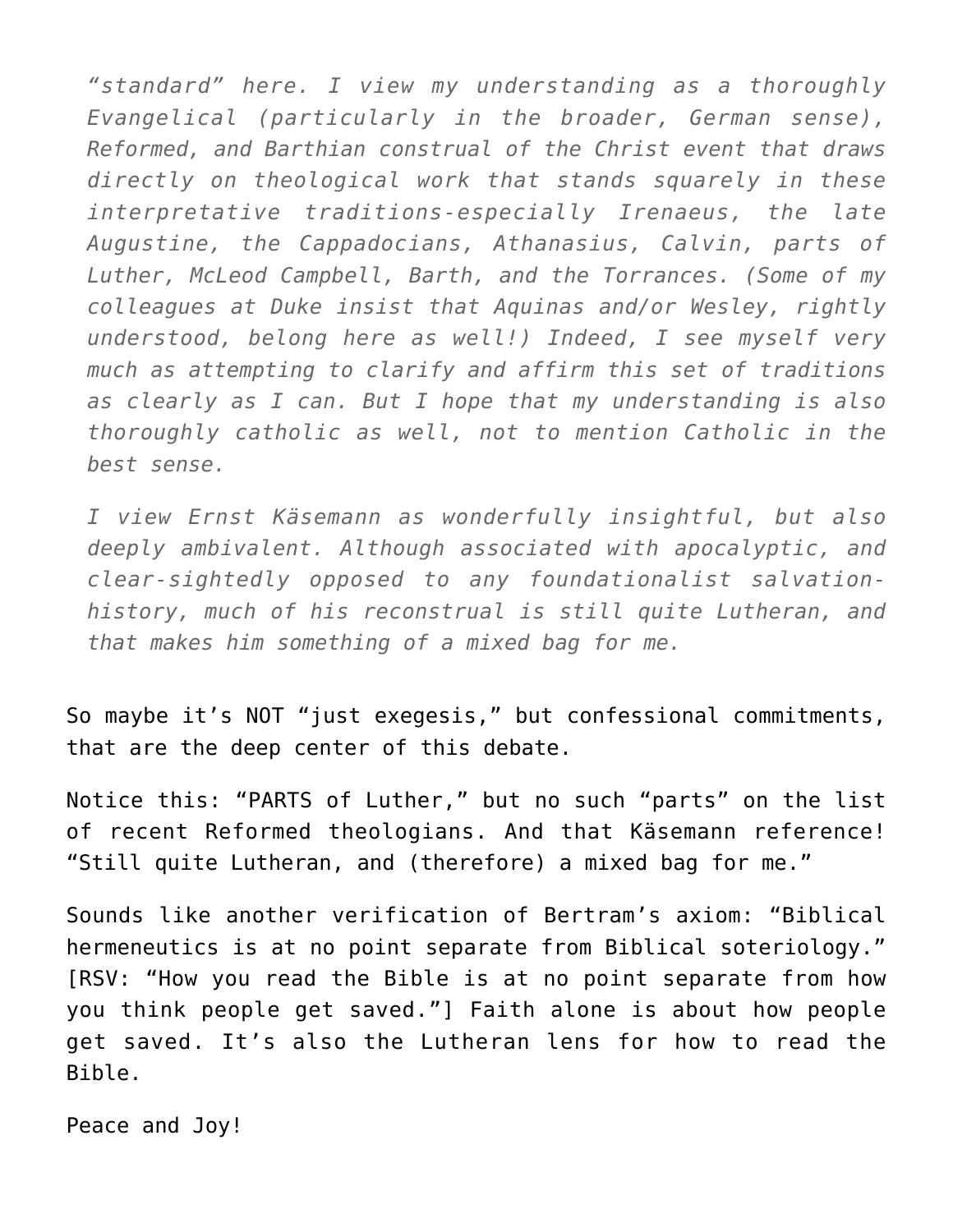*"standard" here. I view my understanding as a thoroughly Evangelical (particularly in the broader, German sense), Reformed, and Barthian construal of the Christ event that draws directly on theological work that stands squarely in these interpretative traditions-especially Irenaeus, the late Augustine, the Cappadocians, Athanasius, Calvin, parts of Luther, McLeod Campbell, Barth, and the Torrances. (Some of my colleagues at Duke insist that Aquinas and/or Wesley, rightly understood, belong here as well!) Indeed, I see myself very much as attempting to clarify and affirm this set of traditions as clearly as I can. But I hope that my understanding is also thoroughly catholic as well, not to mention Catholic in the best sense.*

*I view Ernst Käsemann as wonderfully insightful, but also deeply ambivalent. Although associated with apocalyptic, and clear-sightedly opposed to any foundationalist salvation-history, much of his reconstrual is still quite Lutheran, and that makes him something of a mixed bag for me.*

So maybe it's NOT "just exegesis," but confessional commitments, that are the deep center of this debate.

Notice this: "PARTS of Luther," but no such "parts" on the list of recent Reformed theologians. And that Käsemann reference! "Still quite Lutheran, and (therefore) a mixed bag for me."

Sounds like another verification of Bertram's axiom: "Biblical hermeneutics is at no point separate from Biblical soteriology." [RSV: "How you read the Bible is at no point separate from how you think people get saved."] Faith alone is about how people get saved. It's also the Lutheran lens for how to read the Bible.

Peace and Joy!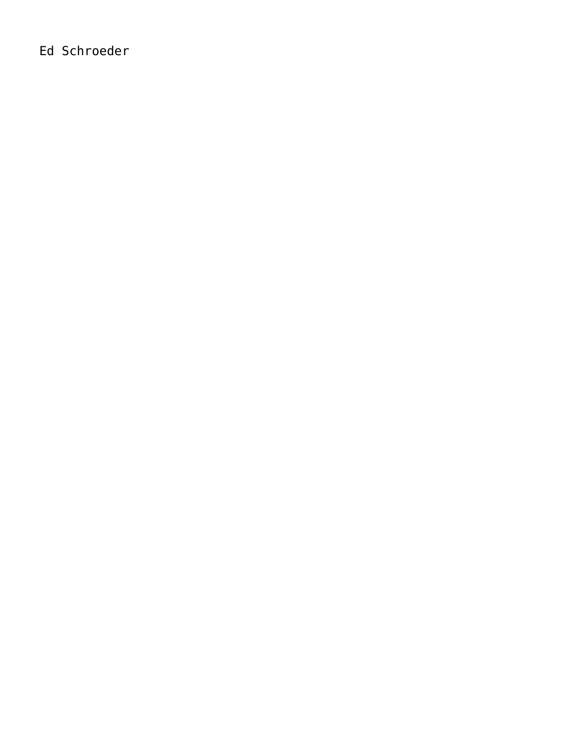Ed Schroeder